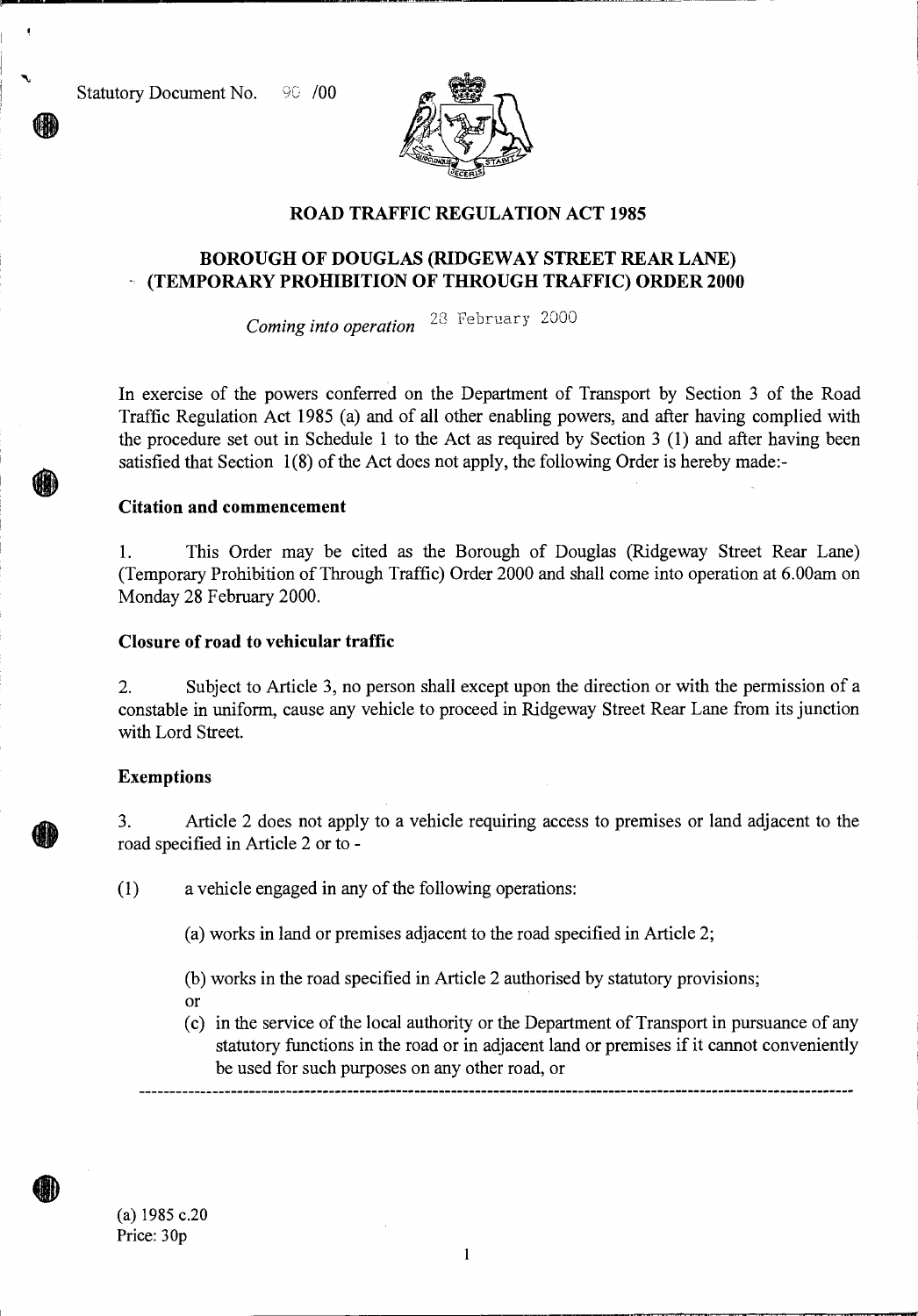Statutory Document No. 90 /00

# ROAD TRAFFIC REGULATION ACT 1985

## BOROUGH OF DOUGLAS (RIDGEWAY STREET REAR LANE) (TEMPORARY PROHIBITION OF THROUGH TRAFFIC) ORDER 2000

*Coming into operation* 28 February 2000

In exercise of the powers conferred on the Department of Transport by Section 3 of the Road Traffic Regulation Act 1985 (a) and of all other enabling powers, and after having complied with the procedure set out in Schedule 1 to the Act as required by Section 3 (1) and after having been satisfied that Section 1(8) of the Act does not apply, the following Order is hereby made:-

### Citation and commencement

1. This Order may be cited as the Borough of Douglas (Ridgeway Street Rear Lane) (Temporary Prohibition of Through Traffic) Order 2000 and shall come into operation at 6.00am on Monday 28 February 2000.

### Closure of road to vehicular traffic

2. Subject to Article 3, no person shall except upon the direction or with the permission of a constable in uniform, cause any vehicle to proceed in Ridgeway Street Rear Lane from its junction with Lord Street.

### Exemptions

3. Article 2 does not apply to a vehicle requiring access to premises or land adjacent to the road specified in Article 2 or to -

(1) a vehicle engaged in any of the following operations:

(a) works in land or premises adjacent to the road specified in Article 2;

(b) works in the road specified in Article 2 authorised by statutory provisions;

or

(c) in the service of the local authority or the Department of Transport in pursuance of any statutory functions in the road or in adjacent land or premises if it cannot conveniently be used for such purposes on any other road, or

---

(a) 1985 c.20
Price: 30p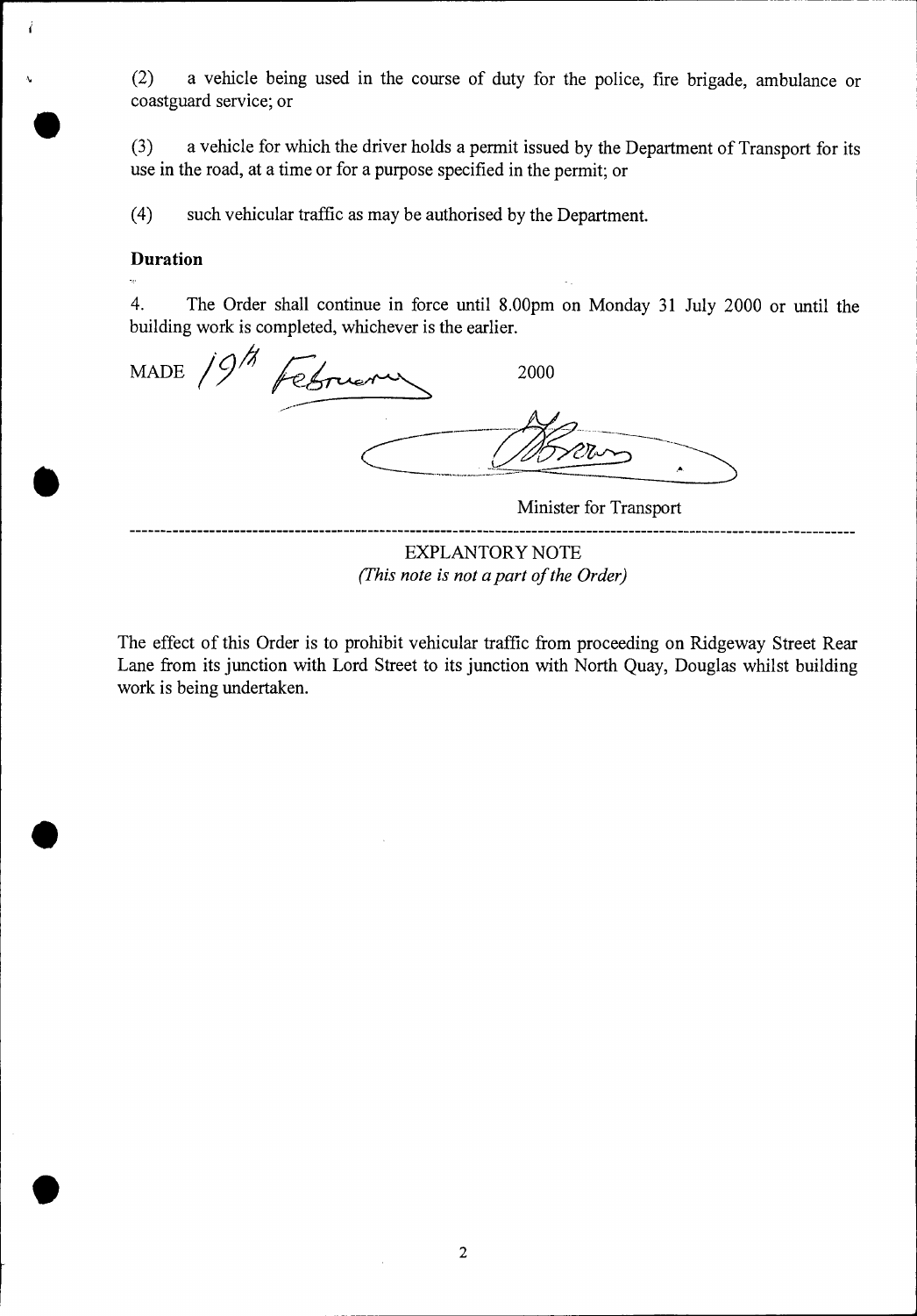(2) a vehicle being used in the course of duty for the police, fire brigade, ambulance or coastguard service; or

(3) a vehicle for which the driver holds a permit issued by the Department of Transport for its use in the road, at a time or for a purpose specified in the permit; or

(4) such vehicular traffic as may be authorised by the Department.

**Duration**

4. The Order shall continue in force until 8.00pm on Monday 31 July 2000 or until the building work is completed, whichever is the earlier.

MADE 19th February 2000

Minister for Transport

---

EXPLANTORY NOTE
*(This note is not a part of the Order)*

The effect of this Order is to prohibit vehicular traffic from proceeding on Ridgeway Street Rear Lane from its junction with Lord Street to its junction with North Quay, Douglas whilst building work is being undertaken.